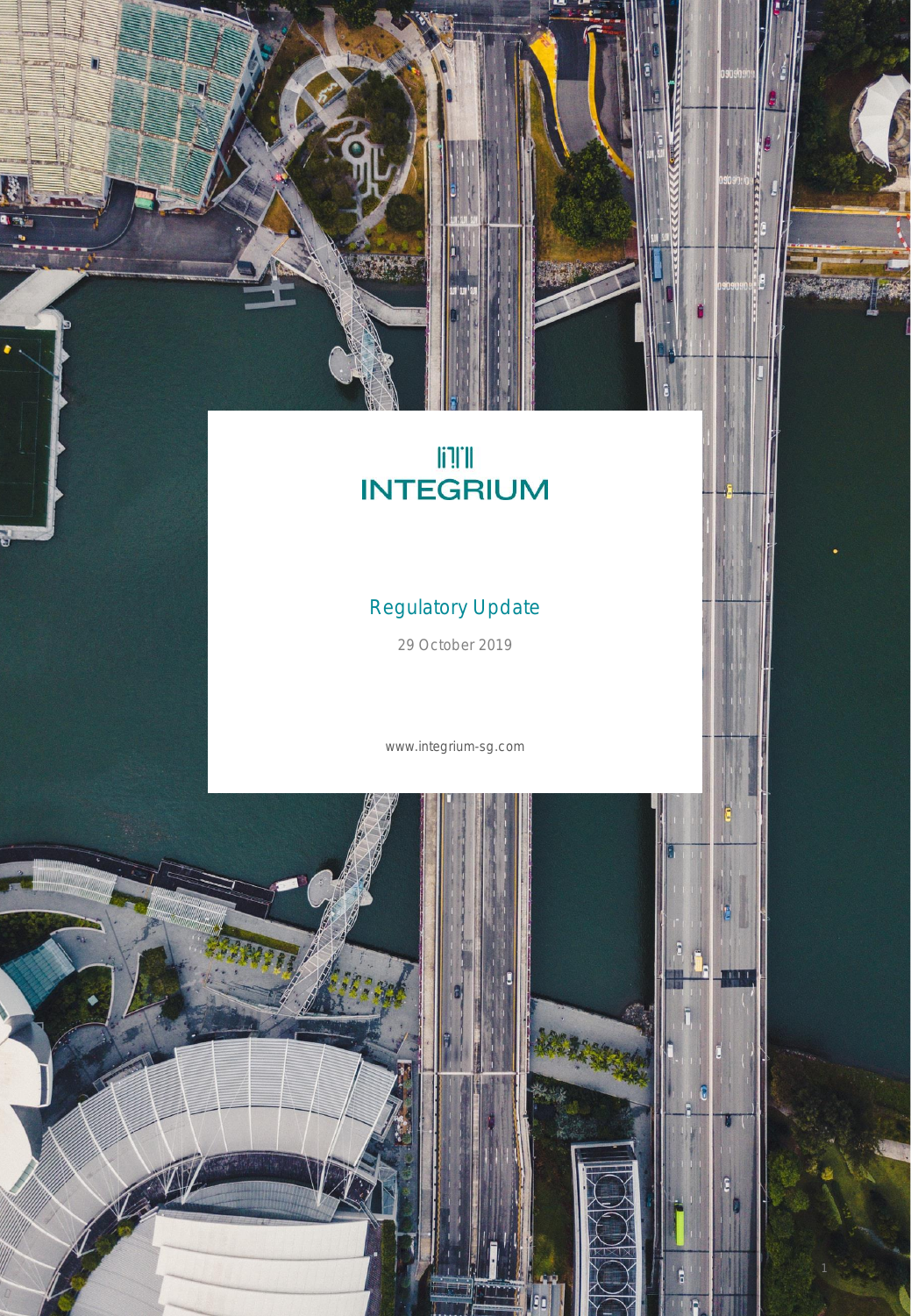# INTEGRIUM

## Regulatory Update

29 October 2019

www.integrium-sg.com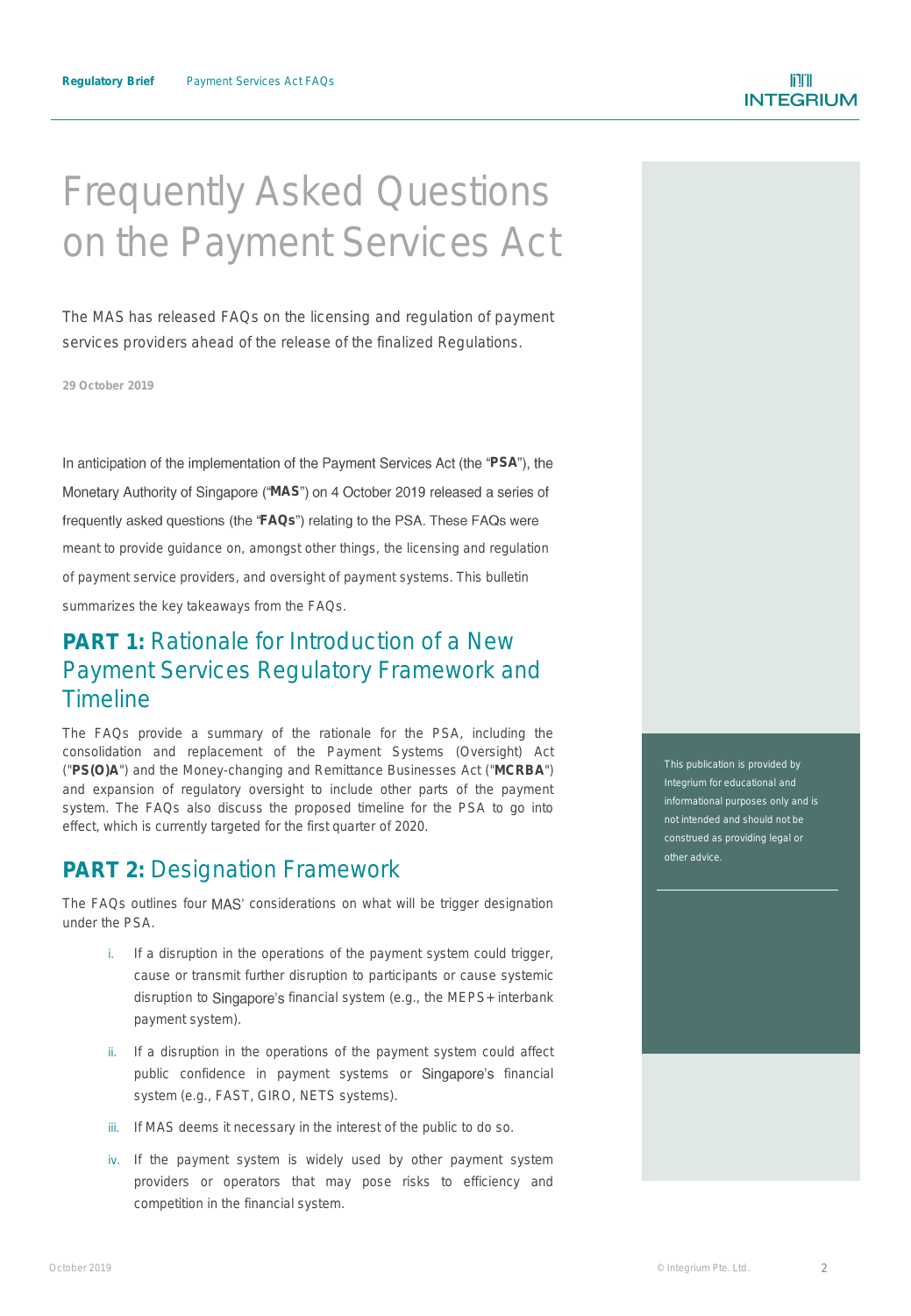# Frequently Asked Questions on the Payment Services Act

The MAS has released FAQs on the licensing and regulation of payment services providers ahead of the release of the finalized Regulations.

29 October 2019

In anticipation of the implementation of the Payment Services Act (the "**PSA**"), the Monetary Authority of Singapore ("**MAS**") on 4 October 2019 released a series of frequently asked questions (the "**FAQs**") relating to the PSA. These FAQs were meant to provide guidance on, amongst other things, the licensing and regulation of payment service providers, and oversight of payment systems. This bulletin summarizes the key takeaways from the FAQs.

This publication is provided by Integrium for educational and informational purposes only and is not intended and should not be construed as providing legal or other advice.

## PART 1: Rationale for Introduction of a New Payment Services Regulatory Framework and Timeline

The FAQs provide a summary of the rationale for the PSA, including the consolidation and replacement of the Payment Systems (Oversight) Act ("**PS(O)A**") and the Money-changing and Remittance Businesses Act ("**MCRBA**") and expansion of regulatory oversight to include other parts of the payment system. The FAQs also discuss the proposed timeline for the PSA to go into effect, which is currently targeted for the first quarter of 2020.

## PART 2: Designation Framework

The FAQs outlines four MAS' considerations on what will be trigger designation under the PSA.

i. If a disruption in the operations of the payment system could trigger, cause or transmit further disruption to participants or cause systemic disruption to Singapore's financial system (e.g., the MEPS+ interbank payment system).

ii. If a disruption in the operations of the payment system could affect public confidence in payment systems or Singapore's financial system (e.g., FAST, GIRO, NETS systems).

iii. If MAS deems it necessary in the interest of the public to do so.

iv. If the payment system is widely used by other payment system providers or operators that may pose risks to efficiency and competition in the financial system.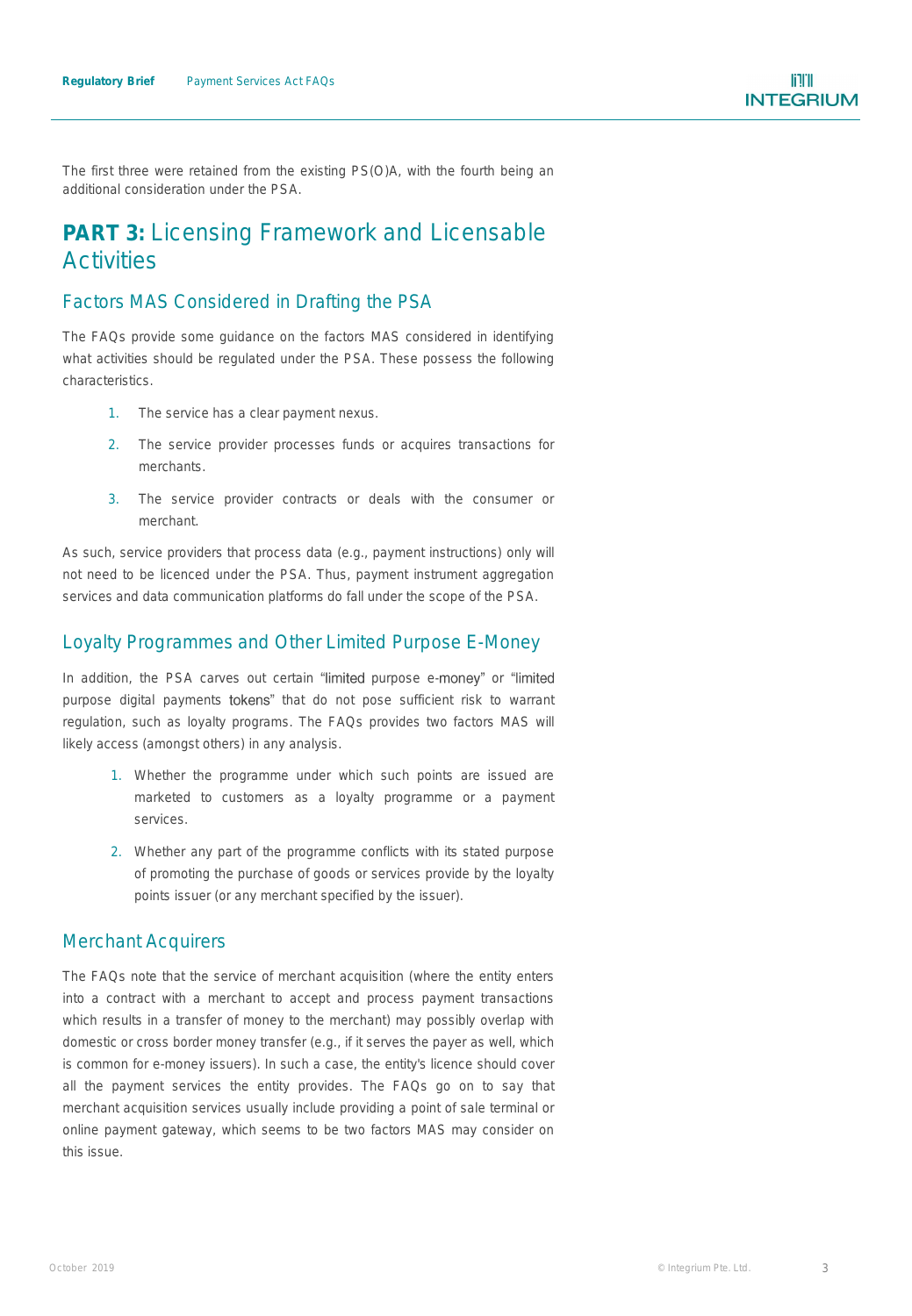The first three were retained from the existing PS(O)A, with the fourth being an additional consideration under the PSA.

# **PART 3:** Licensing Framework and Licensable Activities

## Factors MAS Considered in Drafting the PSA

The FAQs provide some guidance on the factors MAS considered in identifying what activities should be regulated under the PSA. These possess the following characteristics.

1. The service has a clear payment nexus.
2. The service provider processes funds or acquires transactions for merchants.
3. The service provider contracts or deals with the consumer or merchant.

As such, service providers that process data (e.g., payment instructions) only will not need to be licenced under the PSA. Thus, payment instrument aggregation services and data communication platforms do fall under the scope of the PSA.

## Loyalty Programmes and Other Limited Purpose E-Money

In addition, the PSA carves out certain "limited purpose e-money" or "limited purpose digital payments tokens" that do not pose sufficient risk to warrant regulation, such as loyalty programs. The FAQs provides two factors MAS will likely access (amongst others) in any analysis.

1. Whether the programme under which such points are issued are marketed to customers as a loyalty programme or a payment services.
2. Whether any part of the programme conflicts with its stated purpose of promoting the purchase of goods or services provide by the loyalty points issuer (or any merchant specified by the issuer).

## Merchant Acquirers

The FAQs note that the service of merchant acquisition (where the entity enters into a contract with a merchant to accept and process payment transactions which results in a transfer of money to the merchant) may possibly overlap with domestic or cross border money transfer (e.g., if it serves the payer as well, which is common for e-money issuers). In such a case, the entity's licence should cover all the payment services the entity provides. The FAQs go on to say that merchant acquisition services usually include providing a point of sale terminal or online payment gateway, which seems to be two factors MAS may consider on this issue.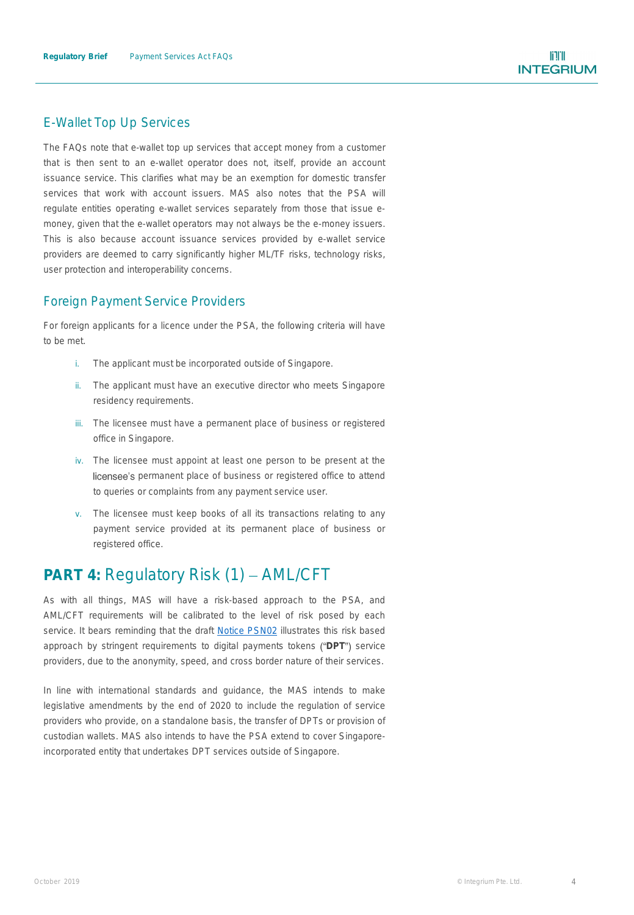## E-Wallet Top Up Services

The FAQs note that e-wallet top up services that accept money from a customer that is then sent to an e-wallet operator does not, itself, provide an account issuance service. This clarifies what may be an exemption for domestic transfer services that work with account issuers. MAS also notes that the PSA will regulate entities operating e-wallet services separately from those that issue e-money, given that the e-wallet operators may not always be the e-money issuers. This is also because account issuance services provided by e-wallet service providers are deemed to carry significantly higher ML/TF risks, technology risks, user protection and interoperability concerns.

## Foreign Payment Service Providers

For foreign applicants for a licence under the PSA, the following criteria will have to be met.

i. The applicant must be incorporated outside of Singapore.

ii. The applicant must have an executive director who meets Singapore residency requirements.

iii. The licensee must have a permanent place of business or registered office in Singapore.

iv. The licensee must appoint at least one person to be present at the licensee's permanent place of business or registered office to attend to queries or complaints from any payment service user.

v. The licensee must keep books of all its transactions relating to any payment service provided at its permanent place of business or registered office.

# **PART 4:** Regulatory Risk (1) – AML/CFT

As with all things, MAS will have a risk-based approach to the PSA, and AML/CFT requirements will be calibrated to the level of risk posed by each service. It bears reminding that the draft Notice PSN02 illustrates this risk based approach by stringent requirements to digital payments tokens ("**DPT**") service providers, due to the anonymity, speed, and cross border nature of their services.

In line with international standards and guidance, the MAS intends to make legislative amendments by the end of 2020 to include the regulation of service providers who provide, on a standalone basis, the transfer of DPTs or provision of custodian wallets. MAS also intends to have the PSA extend to cover Singapore-incorporated entity that undertakes DPT services outside of Singapore.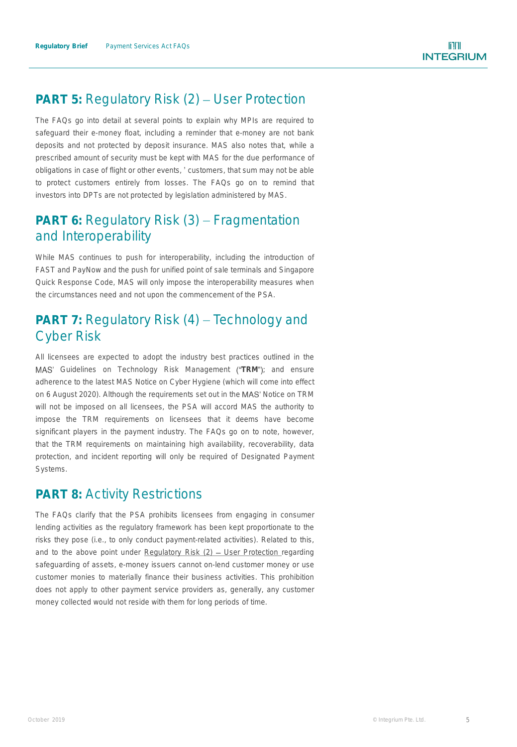## **PART 5:** Regulatory Risk (2) – User Protection

The FAQs go into detail at several points to explain why MPIs are required to safeguard their e-money float, including a reminder that e-money are not bank deposits and not protected by deposit insurance. MAS also notes that, while a prescribed amount of security must be kept with MAS for the due performance of obligations in case of flight or other events, ' customers, that sum may not be able to protect customers entirely from losses. The FAQs go on to remind that investors into DPTs are not protected by legislation administered by MAS.

## **PART 6:** Regulatory Risk (3) – Fragmentation and Interoperability

While MAS continues to push for interoperability, including the introduction of FAST and PayNow and the push for unified point of sale terminals and Singapore Quick Response Code, MAS will only impose the interoperability measures when the circumstances need and not upon the commencement of the PSA.

## **PART 7:** Regulatory Risk (4) – Technology and Cyber Risk

All licensees are expected to adopt the industry best practices outlined in the MAS' Guidelines on Technology Risk Management ("**TRM**"); and ensure adherence to the latest MAS Notice on Cyber Hygiene (which will come into effect on 6 August 2020). Although the requirements set out in the MAS' Notice on TRM will not be imposed on all licensees, the PSA will accord MAS the authority to impose the TRM requirements on licensees that it deems have become significant players in the payment industry. The FAQs go on to note, however, that the TRM requirements on maintaining high availability, recoverability, data protection, and incident reporting will only be required of Designated Payment Systems.

## **PART 8:** Activity Restrictions

The FAQs clarify that the PSA prohibits licensees from engaging in consumer lending activities as the regulatory framework has been kept proportionate to the risks they pose (i.e., to only conduct payment-related activities). Related to this, and to the above point under Regulatory Risk (2) – User Protection regarding safeguarding of assets, e-money issuers cannot on-lend customer money or use customer monies to materially finance their business activities. This prohibition does not apply to other payment service providers as, generally, any customer money collected would not reside with them for long periods of time.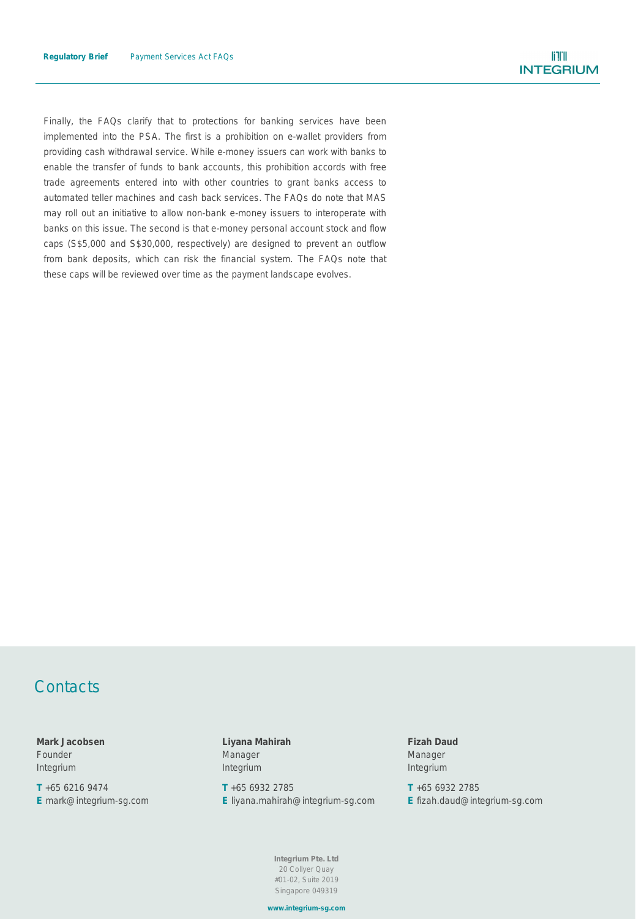Finally, the FAQs clarify that to protections for banking services have been implemented into the PSA. The first is a prohibition on e-wallet providers from providing cash withdrawal service. While e-money issuers can work with banks to enable the transfer of funds to bank accounts, this prohibition accords with free trade agreements entered into with other countries to grant banks access to automated teller machines and cash back services. The FAQs do note that MAS may roll out an initiative to allow non-bank e-money issuers to interoperate with banks on this issue. The second is that e-money personal account stock and flow caps (S$5,000 and S$30,000, respectively) are designed to prevent an outflow from bank deposits, which can risk the financial system. The FAQs note that these caps will be reviewed over time as the payment landscape evolves.

## Contacts

**Mark Jacobsen**
Founder
Integrium

**T** +65 6216 9474
**E** mark@integrium-sg.com

**Liyana Mahirah**
Manager
Integrium

**T** +65 6932 2785
**E** liyana.mahirah@integrium-sg.com

**Fizah Daud**
Manager
Integrium

**T** +65 6932 2785
**E** fizah.daud@integrium-sg.com

**Integrium Pte. Ltd**
20 Collyer Quay
#01-02, Suite 2019
Singapore 049319

**www.integrium-sg.com**